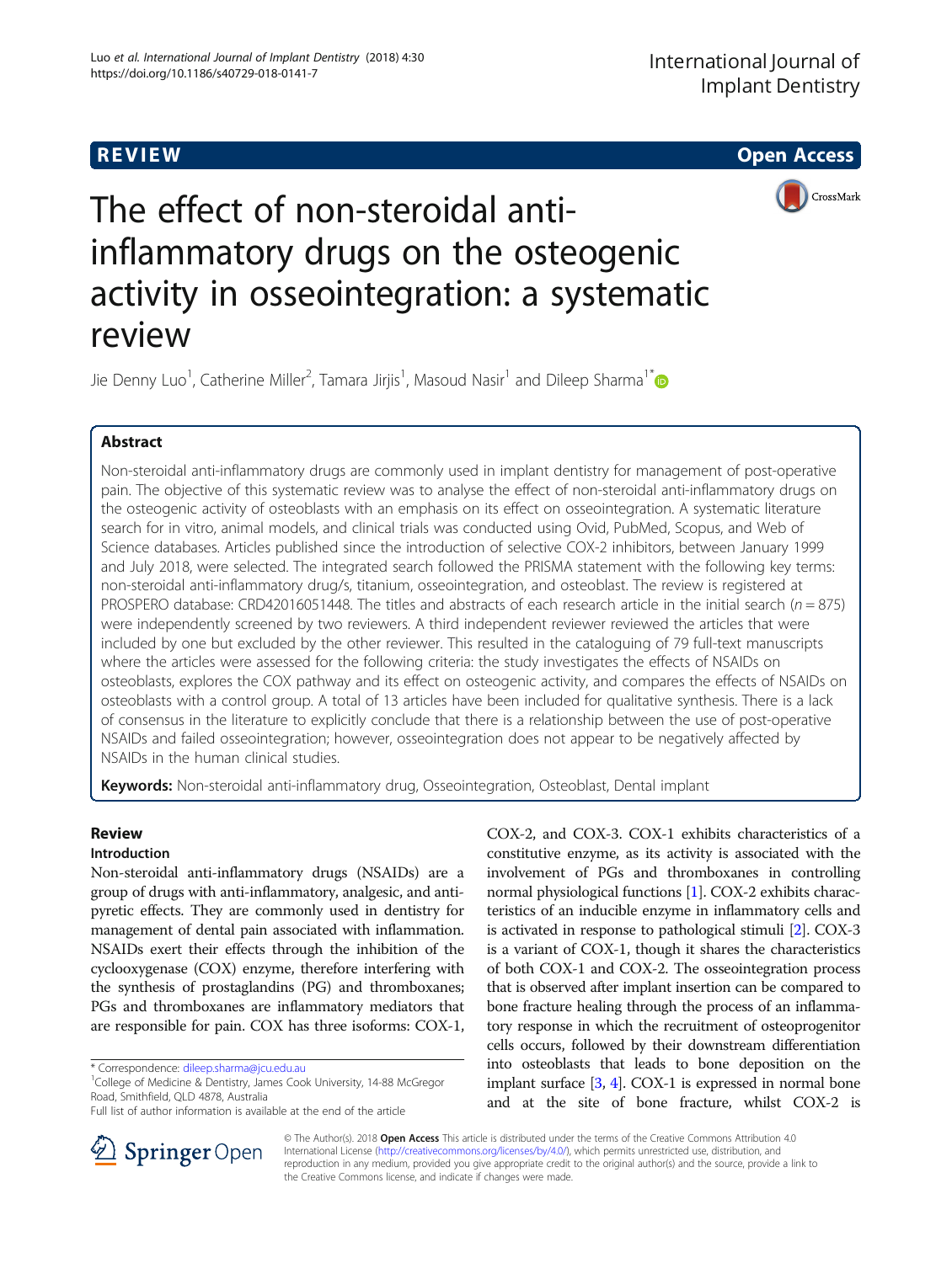REVIEW Open Access

# The effect of non-steroidal anti-inflammatory drugs on the osteogenic activity in osseointegration: a systematic review

Jie Denny Luo[1], Catherine Miller[2], Tamara Jirjis[1], Masoud Nasir[1] and Dileep Sharma[1*]

## Abstract

Non-steroidal anti-inflammatory drugs are commonly used in implant dentistry for management of post-operative pain. The objective of this systematic review was to analyse the effect of non-steroidal anti-inflammatory drugs on the osteogenic activity of osteoblasts with an emphasis on its effect on osseointegration. A systematic literature search for in vitro, animal models, and clinical trials was conducted using Ovid, PubMed, Scopus, and Web of Science databases. Articles published since the introduction of selective COX-2 inhibitors, between January 1999 and July 2018, were selected. The integrated search followed the PRISMA statement with the following key terms: non-steroidal anti-inflammatory drug/s, titanium, osseointegration, and osteoblast. The review is registered at PROSPERO database: CRD42016051448. The titles and abstracts of each research article in the initial search ($n = 875$) were independently screened by two reviewers. A third independent reviewer reviewed the articles that were included by one but excluded by the other reviewer. This resulted in the cataloguing of 79 full-text manuscripts where the articles were assessed for the following criteria: the study investigates the effects of NSAIDs on osteoblasts, explores the COX pathway and its effect on osteogenic activity, and compares the effects of NSAIDs on osteoblasts with a control group. A total of 13 articles have been included for qualitative synthesis. There is a lack of consensus in the literature to explicitly conclude that there is a relationship between the use of post-operative NSAIDs and failed osseointegration; however, osseointegration does not appear to be negatively affected by NSAIDs in the human clinical studies.

**Keywords:** Non-steroidal anti-inflammatory drug, Osseointegration, Osteoblast, Dental implant

## Review

### Introduction

Non-steroidal anti-inflammatory drugs (NSAIDs) are a group of drugs with anti-inflammatory, analgesic, and anti-pyretic effects. They are commonly used in dentistry for management of dental pain associated with inflammation. NSAIDs exert their effects through the inhibition of the cyclooxygenase (COX) enzyme, therefore interfering with the synthesis of prostaglandins (PG) and thromboxanes; PGs and thromboxanes are inflammatory mediators that are responsible for pain. COX has three isoforms: COX-1, COX-2, and COX-3. COX-1 exhibits characteristics of a constitutive enzyme, as its activity is associated with the involvement of PGs and thromboxanes in controlling normal physiological functions [1]. COX-2 exhibits characteristics of an inducible enzyme in inflammatory cells and is activated in response to pathological stimuli [2]. COX-3 is a variant of COX-1, though it shares the characteristics of both COX-1 and COX-2. The osseointegration process that is observed after implant insertion can be compared to bone fracture healing through the process of an inflammatory response in which the recruitment of osteoprogenitor cells occurs, followed by their downstream differentiation into osteoblasts that leads to bone deposition on the implant surface [3, 4]. COX-1 is expressed in normal bone and at the site of bone fracture, whilst COX-2 is

\* Correspondence: dileep.sharma@jcu.edu.au
[1]College of Medicine & Dentistry, James Cook University, 14-88 McGregor Road, Smithfield, QLD 4878, Australia
Full list of author information is available at the end of the article

© The Author(s). 2018 **Open Access** This article is distributed under the terms of the Creative Commons Attribution 4.0 International License (http://creativecommons.org/licenses/by/4.0/), which permits unrestricted use, distribution, and reproduction in any medium, provided you give appropriate credit to the original author(s) and the source, provide a link to the Creative Commons license, and indicate if changes were made.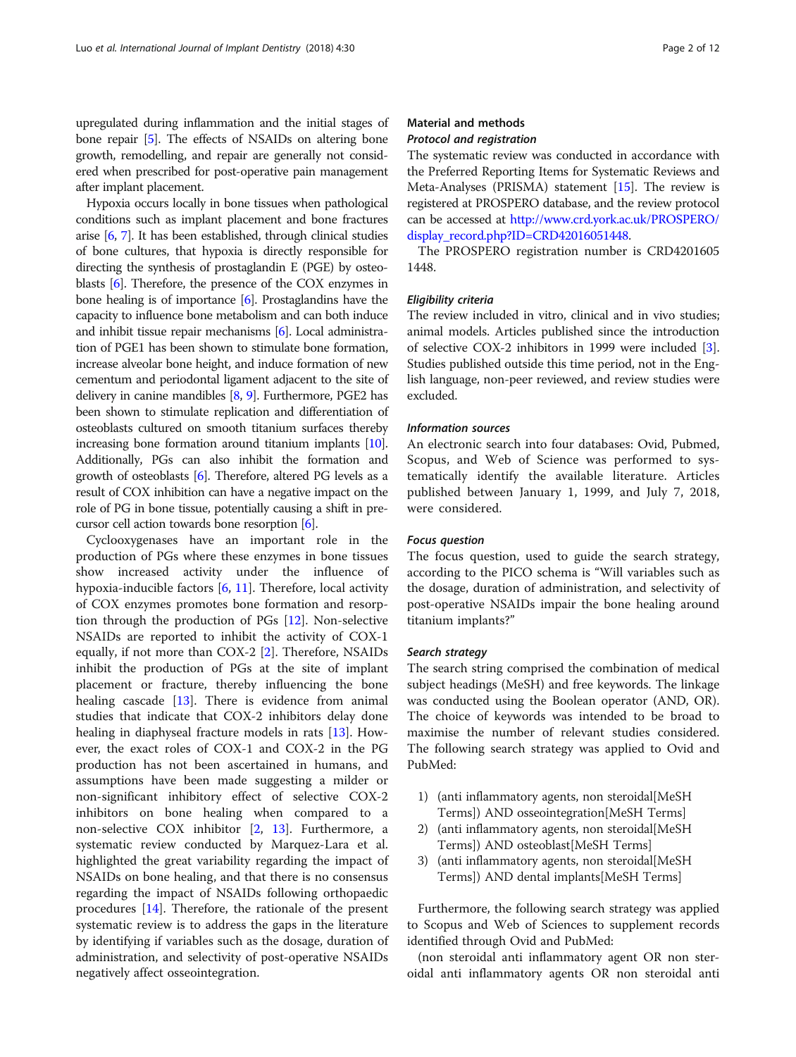upregulated during inflammation and the initial stages of bone repair [5]. The effects of NSAIDs on altering bone growth, remodelling, and repair are generally not considered when prescribed for post-operative pain management after implant placement.

Hypoxia occurs locally in bone tissues when pathological conditions such as implant placement and bone fractures arise [6, 7]. It has been established, through clinical studies of bone cultures, that hypoxia is directly responsible for directing the synthesis of prostaglandin E (PGE) by osteoblasts [6]. Therefore, the presence of the COX enzymes in bone healing is of importance [6]. Prostaglandins have the capacity to influence bone metabolism and can both induce and inhibit tissue repair mechanisms [6]. Local administration of PGE1 has been shown to stimulate bone formation, increase alveolar bone height, and induce formation of new cementum and periodontal ligament adjacent to the site of delivery in canine mandibles [8, 9]. Furthermore, PGE2 has been shown to stimulate replication and differentiation of osteoblasts cultured on smooth titanium surfaces thereby increasing bone formation around titanium implants [10]. Additionally, PGs can also inhibit the formation and growth of osteoblasts [6]. Therefore, altered PG levels as a result of COX inhibition can have a negative impact on the role of PG in bone tissue, potentially causing a shift in precursor cell action towards bone resorption [6].

Cyclooxygenases have an important role in the production of PGs where these enzymes in bone tissues show increased activity under the influence of hypoxia-inducible factors [6, 11]. Therefore, local activity of COX enzymes promotes bone formation and resorption through the production of PGs [12]. Non-selective NSAIDs are reported to inhibit the activity of COX-1 equally, if not more than COX-2 [2]. Therefore, NSAIDs inhibit the production of PGs at the site of implant placement or fracture, thereby influencing the bone healing cascade [13]. There is evidence from animal studies that indicate that COX-2 inhibitors delay done healing in diaphyseal fracture models in rats [13]. However, the exact roles of COX-1 and COX-2 in the PG production has not been ascertained in humans, and assumptions have been made suggesting a milder or non-significant inhibitory effect of selective COX-2 inhibitors on bone healing when compared to a non-selective COX inhibitor [2, 13]. Furthermore, a systematic review conducted by Marquez-Lara et al. highlighted the great variability regarding the impact of NSAIDs on bone healing, and that there is no consensus regarding the impact of NSAIDs following orthopaedic procedures [14]. Therefore, the rationale of the present systematic review is to address the gaps in the literature by identifying if variables such as the dosage, duration of administration, and selectivity of post-operative NSAIDs negatively affect osseointegration.

## Material and methods

### *Protocol and registration*

The systematic review was conducted in accordance with the Preferred Reporting Items for Systematic Reviews and Meta-Analyses (PRISMA) statement [15]. The review is registered at PROSPERO database, and the review protocol can be accessed at http://www.crd.york.ac.uk/PROSPERO/display_record.php?ID=CRD42016051448.

The PROSPERO registration number is CRD42016051448.

### *Eligibility criteria*

The review included in vitro, clinical and in vivo studies; animal models. Articles published since the introduction of selective COX-2 inhibitors in 1999 were included [3]. Studies published outside this time period, not in the English language, non-peer reviewed, and review studies were excluded.

### *Information sources*

An electronic search into four databases: Ovid, Pubmed, Scopus, and Web of Science was performed to systematically identify the available literature. Articles published between January 1, 1999, and July 7, 2018, were considered.

### *Focus question*

The focus question, used to guide the search strategy, according to the PICO schema is "Will variables such as the dosage, duration of administration, and selectivity of post-operative NSAIDs impair the bone healing around titanium implants?"

### *Search strategy*

The search string comprised the combination of medical subject headings (MeSH) and free keywords. The linkage was conducted using the Boolean operator (AND, OR). The choice of keywords was intended to be broad to maximise the number of relevant studies considered. The following search strategy was applied to Ovid and PubMed:

1) (anti inflammatory agents, non steroidal[MeSH Terms]) AND osseointegration[MeSH Terms]
2) (anti inflammatory agents, non steroidal[MeSH Terms]) AND osteoblast[MeSH Terms]
3) (anti inflammatory agents, non steroidal[MeSH Terms]) AND dental implants[MeSH Terms]

Furthermore, the following search strategy was applied to Scopus and Web of Sciences to supplement records identified through Ovid and PubMed:

(non steroidal anti inflammatory agent OR non steroidal anti inflammatory agents OR non steroidal anti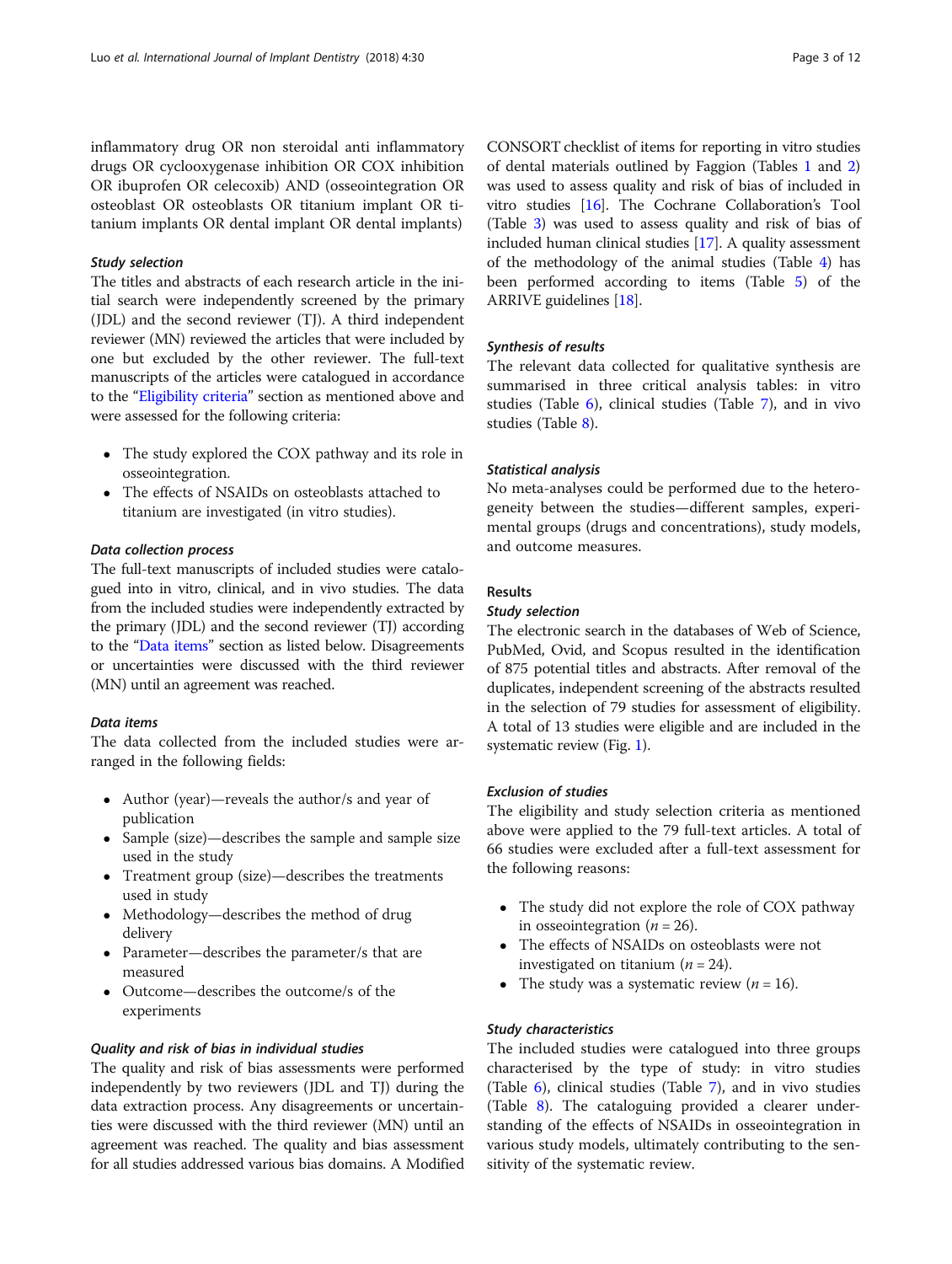inflammatory drug OR non steroidal anti inflammatory drugs OR cyclooxygenase inhibition OR COX inhibition OR ibuprofen OR celecoxib) AND (osseointegration OR osteoblast OR osteoblasts OR titanium implant OR titanium implants OR dental implant OR dental implants)

#### Study selection

The titles and abstracts of each research article in the initial search were independently screened by the primary (JDL) and the second reviewer (TJ). A third independent reviewer (MN) reviewed the articles that were included by one but excluded by the other reviewer. The full-text manuscripts of the articles were catalogued in accordance to the "Eligibility criteria" section as mentioned above and were assessed for the following criteria:

- The study explored the COX pathway and its role in osseointegration.
- The effects of NSAIDs on osteoblasts attached to titanium are investigated (in vitro studies).

#### Data collection process

The full-text manuscripts of included studies were catalogued into in vitro, clinical, and in vivo studies. The data from the included studies were independently extracted by the primary (JDL) and the second reviewer (TJ) according to the "Data items" section as listed below. Disagreements or uncertainties were discussed with the third reviewer (MN) until an agreement was reached.

#### Data items

The data collected from the included studies were arranged in the following fields:

- Author (year)—reveals the author/s and year of publication
- Sample (size)—describes the sample and sample size used in the study
- Treatment group (size)—describes the treatments used in study
- Methodology—describes the method of drug delivery
- Parameter—describes the parameter/s that are measured
- Outcome—describes the outcome/s of the experiments

#### Quality and risk of bias in individual studies

The quality and risk of bias assessments were performed independently by two reviewers (JDL and TJ) during the data extraction process. Any disagreements or uncertainties were discussed with the third reviewer (MN) until an agreement was reached. The quality and bias assessment for all studies addressed various bias domains. A Modified CONSORT checklist of items for reporting in vitro studies of dental materials outlined by Faggion (Tables 1 and 2) was used to assess quality and risk of bias of included in vitro studies [16]. The Cochrane Collaboration's Tool (Table 3) was used to assess quality and risk of bias of included human clinical studies [17]. A quality assessment of the methodology of the animal studies (Table 4) has been performed according to items (Table 5) of the ARRIVE guidelines [18].

#### Synthesis of results

The relevant data collected for qualitative synthesis are summarised in three critical analysis tables: in vitro studies (Table 6), clinical studies (Table 7), and in vivo studies (Table 8).

#### Statistical analysis

No meta-analyses could be performed due to the heterogeneity between the studies—different samples, experimental groups (drugs and concentrations), study models, and outcome measures.

## Results

#### Study selection

The electronic search in the databases of Web of Science, PubMed, Ovid, and Scopus resulted in the identification of 875 potential titles and abstracts. After removal of the duplicates, independent screening of the abstracts resulted in the selection of 79 studies for assessment of eligibility. A total of 13 studies were eligible and are included in the systematic review (Fig. 1).

#### Exclusion of studies

The eligibility and study selection criteria as mentioned above were applied to the 79 full-text articles. A total of 66 studies were excluded after a full-text assessment for the following reasons:

- The study did not explore the role of COX pathway in osseointegration ($n = 26$).
- The effects of NSAIDs on osteoblasts were not investigated on titanium ($n = 24$).
- The study was a systematic review ($n = 16$).

#### Study characteristics

The included studies were catalogued into three groups characterised by the type of study: in vitro studies (Table 6), clinical studies (Table 7), and in vivo studies (Table 8). The cataloguing provided a clearer understanding of the effects of NSAIDs in osseointegration in various study models, ultimately contributing to the sensitivity of the systematic review.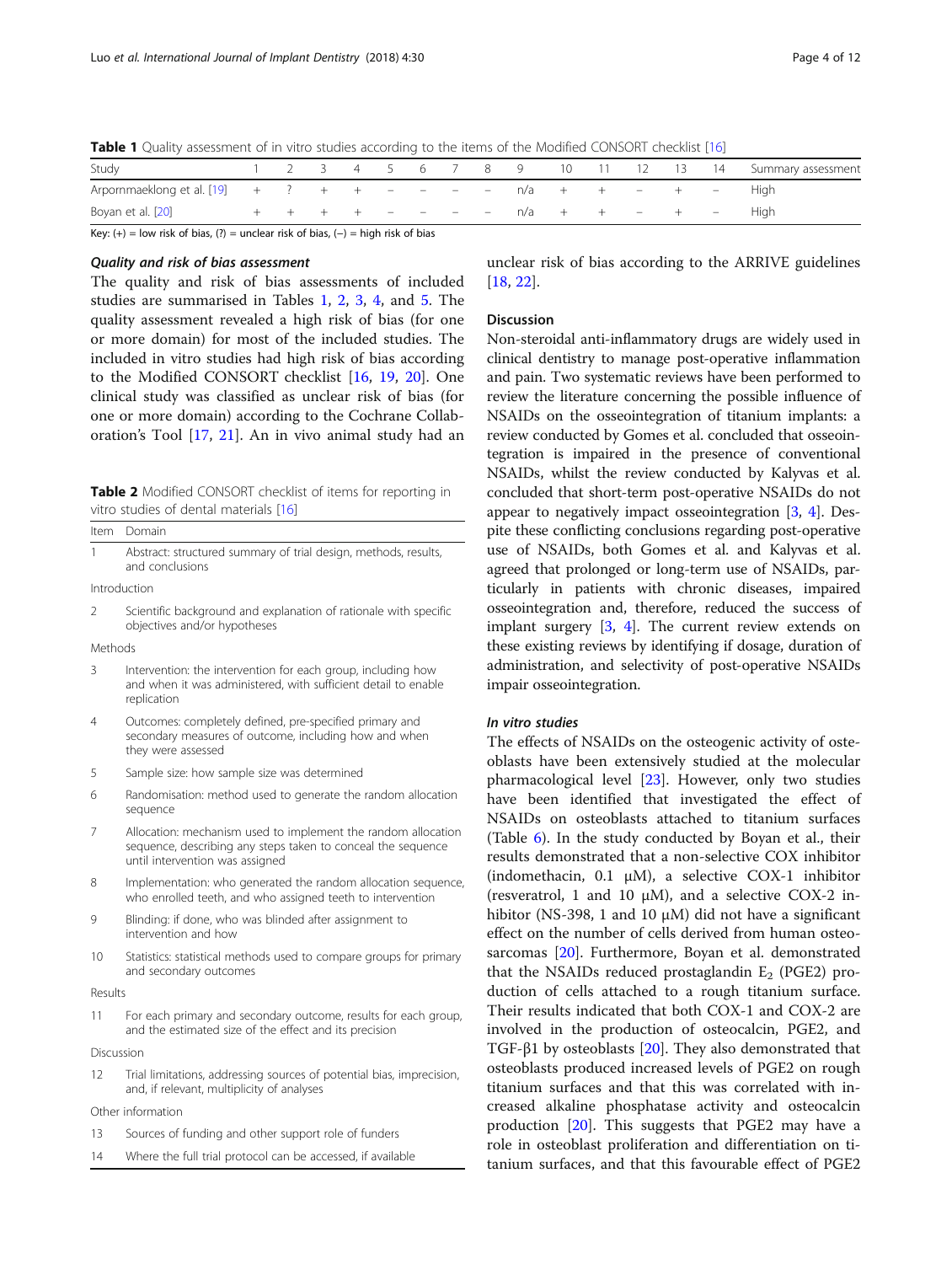**Table 1** Quality assessment of in vitro studies according to the items of the Modified CONSORT checklist [16]

| Study | 1 | 2 | 3 | 4 | 5 | 6 | 7 | 8 | 9 | 10 | 11 | 12 | 13 | 14 | Summary assessment |
|---|---|---|---|---|---|---|---|---|---|---|---|---|---|---|---|
| Arpornmaeklong et al. [19] | + | ? | + | + | − | − | − | − | n/a | + | + | − | + | − | High |
| Boyan et al. [20] | + | + | + | + | − | − | − | − | n/a | + | + | − | + | − | High |

Key: (+) = low risk of bias, (?) = unclear risk of bias, (−) = high risk of bias

### *Quality and risk of bias assessment*

The quality and risk of bias assessments of included studies are summarised in Tables 1, 2, 3, 4, and 5. The quality assessment revealed a high risk of bias (for one or more domain) for most of the included studies. The included in vitro studies had high risk of bias according to the Modified CONSORT checklist [16, 19, 20]. One clinical study was classified as unclear risk of bias (for one or more domain) according to the Cochrane Collaboration's Tool [17, 21]. An in vivo animal study had an unclear risk of bias according to the ARRIVE guidelines [18, 22].

**Table 2** Modified CONSORT checklist of items for reporting in vitro studies of dental materials [16]

| Item | Domain |
|---|---|
| 1 | Abstract: structured summary of trial design, methods, results, and conclusions |
| Introduction | |
| 2 | Scientific background and explanation of rationale with specific objectives and/or hypotheses |
| Methods | |
| 3 | Intervention: the intervention for each group, including how and when it was administered, with sufficient detail to enable replication |
| 4 | Outcomes: completely defined, pre-specified primary and secondary measures of outcome, including how and when they were assessed |
| 5 | Sample size: how sample size was determined |
| 6 | Randomisation: method used to generate the random allocation sequence |
| 7 | Allocation: mechanism used to implement the random allocation sequence, describing any steps taken to conceal the sequence until intervention was assigned |
| 8 | Implementation: who generated the random allocation sequence, who enrolled teeth, and who assigned teeth to intervention |
| 9 | Blinding: if done, who was blinded after assignment to intervention and how |
| 10 | Statistics: statistical methods used to compare groups for primary and secondary outcomes |
| Results | |
| 11 | For each primary and secondary outcome, results for each group, and the estimated size of the effect and its precision |
| Discussion | |
| 12 | Trial limitations, addressing sources of potential bias, imprecision, and, if relevant, multiplicity of analyses |
| Other information | |
| 13 | Sources of funding and other support role of funders |
| 14 | Where the full trial protocol can be accessed, if available |

## Discussion

Non-steroidal anti-inflammatory drugs are widely used in clinical dentistry to manage post-operative inflammation and pain. Two systematic reviews have been performed to review the literature concerning the possible influence of NSAIDs on the osseointegration of titanium implants: a review conducted by Gomes et al. concluded that osseointegration is impaired in the presence of conventional NSAIDs, whilst the review conducted by Kalyvas et al. concluded that short-term post-operative NSAIDs do not appear to negatively impact osseointegration [3, 4]. Despite these conflicting conclusions regarding post-operative use of NSAIDs, both Gomes et al. and Kalyvas et al. agreed that prolonged or long-term use of NSAIDs, particularly in patients with chronic diseases, impaired osseointegration and, therefore, reduced the success of implant surgery [3, 4]. The current review extends on these existing reviews by identifying if dosage, duration of administration, and selectivity of post-operative NSAIDs impair osseointegration.

### *In vitro studies*

The effects of NSAIDs on the osteogenic activity of osteoblasts have been extensively studied at the molecular pharmacological level [23]. However, only two studies have been identified that investigated the effect of NSAIDs on osteoblasts attached to titanium surfaces (Table 6). In the study conducted by Boyan et al., their results demonstrated that a non-selective COX inhibitor (indomethacin, 0.1 μM), a selective COX-1 inhibitor (resveratrol, 1 and 10 μM), and a selective COX-2 inhibitor (NS-398, 1 and 10 μM) did not have a significant effect on the number of cells derived from human osteosarcomas [20]. Furthermore, Boyan et al. demonstrated that the NSAIDs reduced prostaglandin $E_2$ (PGE2) production of cells attached to a rough titanium surface. Their results indicated that both COX-1 and COX-2 are involved in the production of osteocalcin, PGE2, and TGF-β1 by osteoblasts [20]. They also demonstrated that osteoblasts produced increased levels of PGE2 on rough titanium surfaces and that this was correlated with increased alkaline phosphatase activity and osteocalcin production [20]. This suggests that PGE2 may have a role in osteoblast proliferation and differentiation on titanium surfaces, and that this favourable effect of PGE2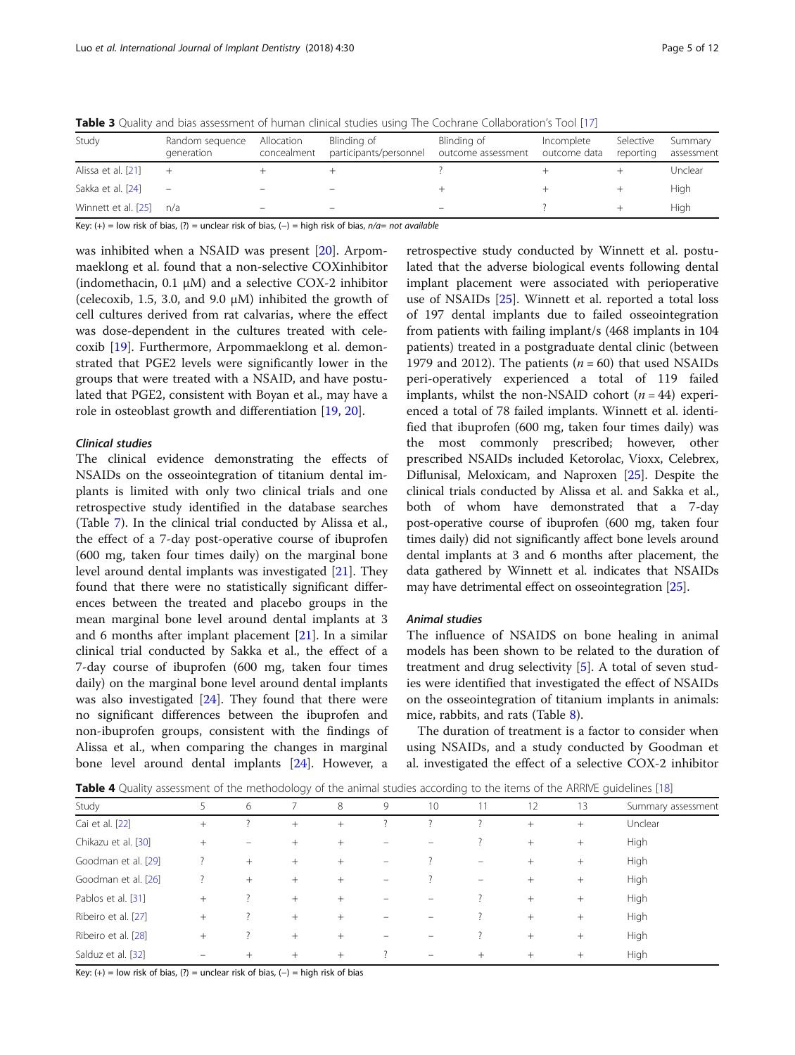**Table 3** Quality and bias assessment of human clinical studies using The Cochrane Collaboration's Tool [17]

| Study | Random sequence generation | Allocation concealment | Blinding of participants/personnel | Blinding of outcome assessment | Incomplete outcome data | Selective reporting | Summary assessment |
|---|---|---|---|---|---|---|---|
| Alissa et al. [21] | + | + | + | ? | + | + | Unclear |
| Sakka et al. [24] | – | – | – | + | + | + | High |
| Winnett et al. [25] | n/a | – | – | – | ? | + | High |

Key: (+) = low risk of bias, (?) = unclear risk of bias, (–) = high risk of bias, *n/a= not available*

was inhibited when a NSAID was present [20]. Arpommaeklong et al. found that a non-selective COXinhibitor (indomethacin, 0.1 μM) and a selective COX-2 inhibitor (celecoxib, 1.5, 3.0, and 9.0 μM) inhibited the growth of cell cultures derived from rat calvarias, where the effect was dose-dependent in the cultures treated with celecoxib [19]. Furthermore, Arpommaeklong et al. demonstrated that PGE2 levels were significantly lower in the groups that were treated with a NSAID, and have postulated that PGE2, consistent with Boyan et al., may have a role in osteoblast growth and differentiation [19, 20].

#### *Clinical studies*

The clinical evidence demonstrating the effects of NSAIDs on the osseointegration of titanium dental implants is limited with only two clinical trials and one retrospective study identified in the database searches (Table 7). In the clinical trial conducted by Alissa et al., the effect of a 7-day post-operative course of ibuprofen (600 mg, taken four times daily) on the marginal bone level around dental implants was investigated [21]. They found that there were no statistically significant differences between the treated and placebo groups in the mean marginal bone level around dental implants at 3 and 6 months after implant placement [21]. In a similar clinical trial conducted by Sakka et al., the effect of a 7-day course of ibuprofen (600 mg, taken four times daily) on the marginal bone level around dental implants was also investigated [24]. They found that there were no significant differences between the ibuprofen and non-ibuprofen groups, consistent with the findings of Alissa et al., when comparing the changes in marginal bone level around dental implants [24]. However, a retrospective study conducted by Winnett et al. postulated that the adverse biological events following dental implant placement were associated with perioperative use of NSAIDs [25]. Winnett et al. reported a total loss of 197 dental implants due to failed osseointegration from patients with failing implant/s (468 implants in 104 patients) treated in a postgraduate dental clinic (between 1979 and 2012). The patients ($n = 60$) that used NSAIDs peri-operatively experienced a total of 119 failed implants, whilst the non-NSAID cohort ($n = 44$) experienced a total of 78 failed implants. Winnett et al. identified that ibuprofen (600 mg, taken four times daily) was the most commonly prescribed; however, other prescribed NSAIDs included Ketorolac, Vioxx, Celebrex, Diflunisal, Meloxicam, and Naproxen [25]. Despite the clinical trials conducted by Alissa et al. and Sakka et al., both of whom have demonstrated that a 7-day post-operative course of ibuprofen (600 mg, taken four times daily) did not significantly affect bone levels around dental implants at 3 and 6 months after placement, the data gathered by Winnett et al. indicates that NSAIDs may have detrimental effect on osseointegration [25].

#### *Animal studies*

The influence of NSAIDS on bone healing in animal models has been shown to be related to the duration of treatment and drug selectivity [5]. A total of seven studies were identified that investigated the effect of NSAIDs on the osseointegration of titanium implants in animals: mice, rabbits, and rats (Table 8).

The duration of treatment is a factor to consider when using NSAIDs, and a study conducted by Goodman et al. investigated the effect of a selective COX-2 inhibitor

**Table 4** Quality assessment of the methodology of the animal studies according to the items of the ARRIVE guidelines [18]

| Study | 5 | 6 | 7 | 8 | 9 | 10 | 11 | 12 | 13 | Summary assessment |
|---|---|---|---|---|---|---|---|---|---|---|
| Cai et al. [22] | + | ? | + | + | ? | ? | ? | + | + | Unclear |
| Chikazu et al. [30] | + | – | + | + | – | – | ? | + | + | High |
| Goodman et al. [29] | ? | + | + | + | – | ? | – | + | + | High |
| Goodman et al. [26] | ? | + | + | + | – | ? | – | + | + | High |
| Pablos et al. [31] | + | ? | + | + | – | – | ? | + | + | High |
| Ribeiro et al. [27] | + | ? | + | + | – | – | ? | + | + | High |
| Ribeiro et al. [28] | + | ? | + | + | – | – | ? | + | + | High |
| Salduz et al. [32] | – | + | + | + | ? | – | + | + | + | High |

Key: (+) = low risk of bias, (?) = unclear risk of bias, (–) = high risk of bias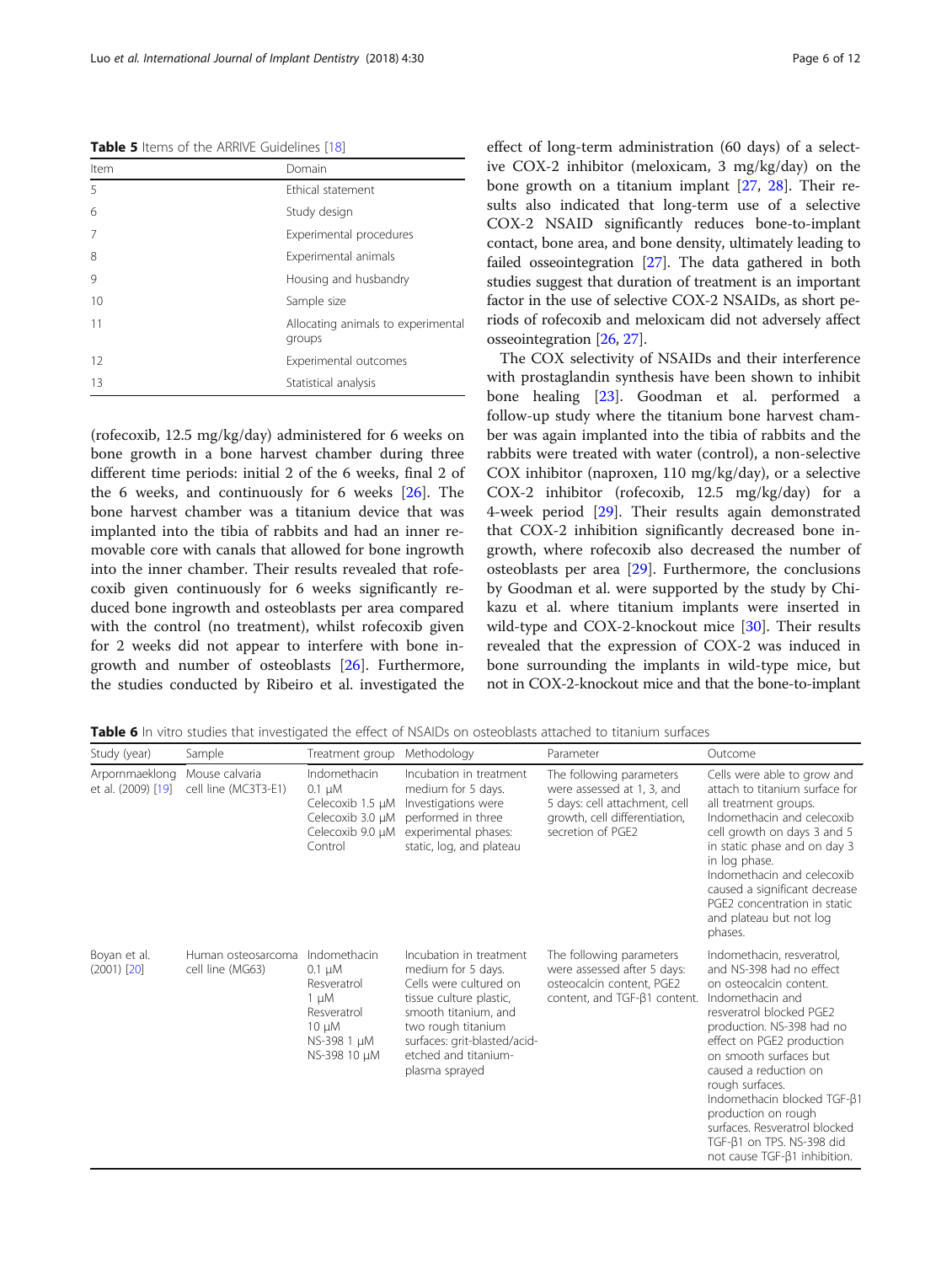**Table 5** Items of the ARRIVE Guidelines [18]

| Item | Domain |
| --- | --- |
| 5 | Ethical statement |
| 6 | Study design |
| 7 | Experimental procedures |
| 8 | Experimental animals |
| 9 | Housing and husbandry |
| 10 | Sample size |
| 11 | Allocating animals to experimental groups |
| 12 | Experimental outcomes |
| 13 | Statistical analysis |

(rofecoxib, 12.5 mg/kg/day) administered for 6 weeks on bone growth in a bone harvest chamber during three different time periods: initial 2 of the 6 weeks, final 2 of the 6 weeks, and continuously for 6 weeks [26]. The bone harvest chamber was a titanium device that was implanted into the tibia of rabbits and had an inner removable core with canals that allowed for bone ingrowth into the inner chamber. Their results revealed that rofecoxib given continuously for 6 weeks significantly reduced bone ingrowth and osteoblasts per area compared with the control (no treatment), whilst rofecoxib given for 2 weeks did not appear to interfere with bone ingrowth and number of osteoblasts [26]. Furthermore, the studies conducted by Ribeiro et al. investigated the effect of long-term administration (60 days) of a selective COX-2 inhibitor (meloxicam, 3 mg/kg/day) on the bone growth on a titanium implant [27, 28]. Their results also indicated that long-term use of a selective COX-2 NSAID significantly reduces bone-to-implant contact, bone area, and bone density, ultimately leading to failed osseointegration [27]. The data gathered in both studies suggest that duration of treatment is an important factor in the use of selective COX-2 NSAIDs, as short periods of rofecoxib and meloxicam did not adversely affect osseointegration [26, 27].

The COX selectivity of NSAIDs and their interference with prostaglandin synthesis have been shown to inhibit bone healing [23]. Goodman et al. performed a follow-up study where the titanium bone harvest chamber was again implanted into the tibia of rabbits and the rabbits were treated with water (control), a non-selective COX inhibitor (naproxen, 110 mg/kg/day), or a selective COX-2 inhibitor (rofecoxib, 12.5 mg/kg/day) for a 4-week period [29]. Their results again demonstrated that COX-2 inhibition significantly decreased bone ingrowth, where rofecoxib also decreased the number of osteoblasts per area [29]. Furthermore, the conclusions by Goodman et al. were supported by the study by Chikazu et al. where titanium implants were inserted in wild-type and COX-2-knockout mice [30]. Their results revealed that the expression of COX-2 was induced in bone surrounding the implants in wild-type mice, but not in COX-2-knockout mice and that the bone-to-implant

**Table 6** In vitro studies that investigated the effect of NSAIDs on osteoblasts attached to titanium surfaces

| Study (year) | Sample | Treatment group | Methodology | Parameter | Outcome |
| --- | --- | --- | --- | --- | --- |
| Arpornmaeklong et al. (2009) [19] | Mouse calvaria cell line (MC3T3-E1) | Indomethacin 0.1 μM<br>Celecoxib 1.5 μM<br>Celecoxib 3.0 μM<br>Celecoxib 9.0 μM<br>Control | Incubation in treatment medium for 5 days. Investigations were performed in three experimental phases: static, log, and plateau | The following parameters were assessed at 1, 3, and 5 days: cell attachment, cell growth, cell differentiation, secretion of PGE2 | Cells were able to grow and attach to titanium surface for all treatment groups. Indomethacin and celecoxib cell growth on days 3 and 5 in static phase and on day 3 in log phase. Indomethacin and celecoxib caused a significant decrease PGE2 concentration in static and plateau but not log phases. |
| Boyan et al. (2001) [20] | Human osteosarcoma cell line (MG63) | Indomethacin 0.1 μM<br>Resveratrol 1 μM<br>Resveratrol 10 μM<br>NS-398 1 μM<br>NS-398 10 μM | Incubation in treatment medium for 5 days. Cells were cultured on tissue culture plastic, smooth titanium, and two rough titanium surfaces: grit-blasted/acid-etched and titanium-plasma sprayed | The following parameters were assessed after 5 days: osteocalcin content, PGE2 content, and TGF-β1 content. | Indomethacin, resveratrol, and NS-398 had no effect on osteocalcin content. Indomethacin and resveratrol blocked PGE2 production. NS-398 had no effect on PGE2 production on smooth surfaces but caused a reduction on rough surfaces. Indomethacin blocked TGF-β1 production on rough surfaces. Resveratrol blocked TGF-β1 on TPS. NS-398 did not cause TGF-β1 inhibition. |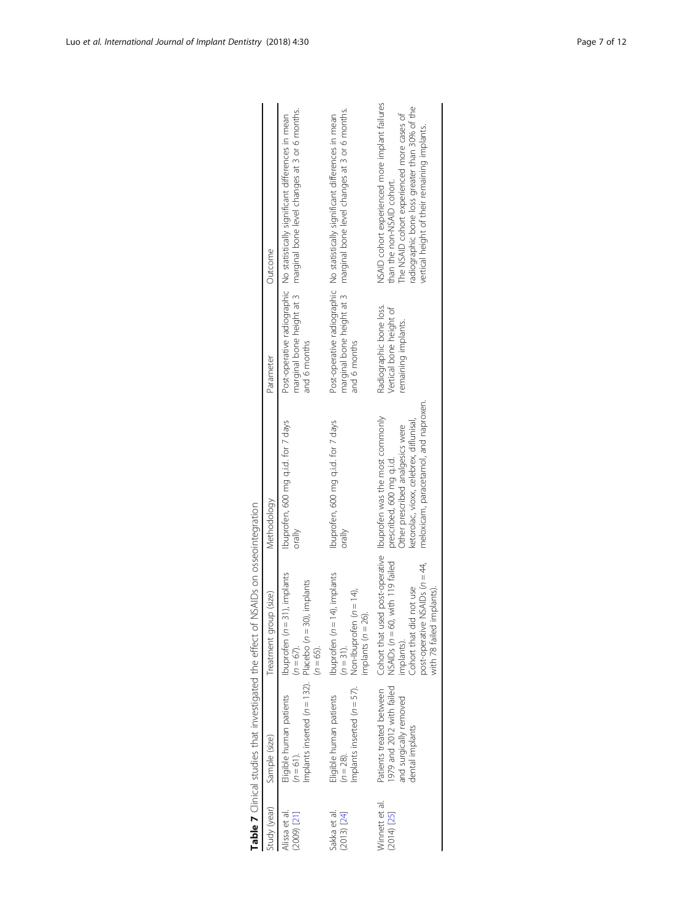**Table 7** Clinical studies that investigated the effect of NSAIDs on osseointegration

| Study (year) | Sample (size) | Treatment group (size) | Methodology | Parameter | Outcome |
| --- | --- | --- | --- | --- | --- |
| Alissa et al. (2009) [21] | Eligible human patients ($n = 61$). Implants inserted ($n = 132$). | Ibuprofen ($n = 31$), implants ($n = 67$). Placebo ($n = 30$), implants ($n = 65$). | Ibuprofen, 600 mg q.i.d. for 7 days orally | Post-operative radiographic marginal bone height at 3 and 6 months | No statistically significant differences in mean marginal bone level changes at 3 or 6 months. |
| Sakka et al. (2013) [24] | Eligible human patients ($n = 28$). Implants inserted ($n = 57$). | Ibuprofen ($n = 14$), implants ($n = 31$). Non-Ibuprofen ($n = 14$), implants ($n = 26$). | Ibuprofen, 600 mg q.i.d. for 7 days orally | Post-operative radiographic marginal bone height at 3 and 6 months | No statistically significant differences in mean marginal bone level changes at 3 or 6 months. |
| Winnett et al. (2014) [25] | Patients treated between 1979 and 2012 with failed and surgically removed dental implants | Cohort that used post-operative NSAIDs ($n = 60$, with 119 failed implants). Cohort that did not use post-operative NSAIDs ($n = 44$, with 78 failed implants). | Ibuprofen was the most commonly prescribed, 600 mg q.i.d. Other prescribed analgesics were ketorolac, vioxx, celebrex, diflunisal, meloxicam, paracetamol, and naproxen. | Radiographic bone loss. Vertical bone height of remaining implants. | NSAID cohort experienced more implant failures than the non-NSAID cohort. The NSAID cohort experienced more cases of radiographic bone loss greater than 30% of the vertical height of their remaining implants. |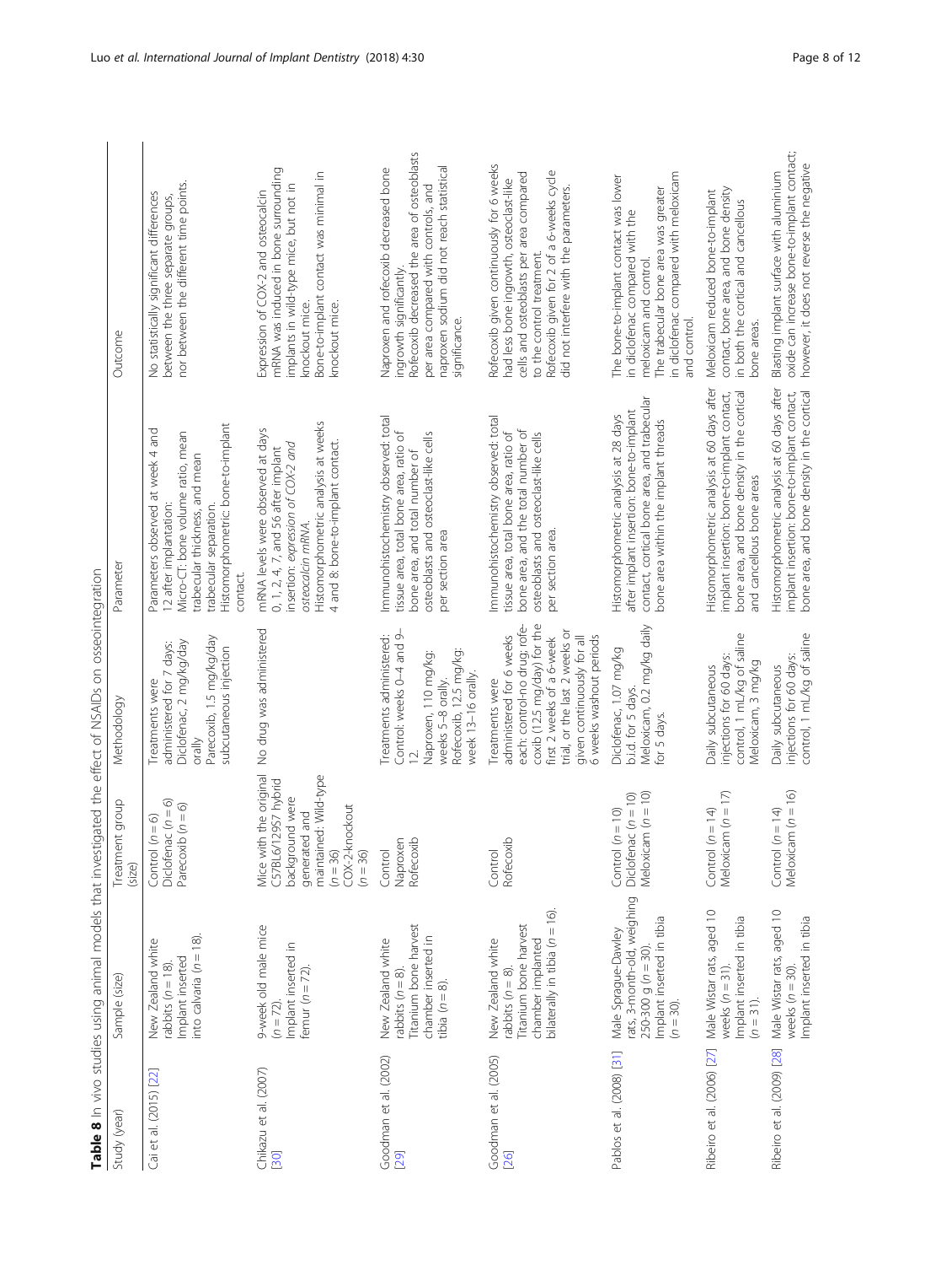**Table 8** In vivo studies using animal models that investigated the effect of NSAIDs on osseointegration

| Study (year) | Sample (size) | Treatment group (size) | Methodology | Parameter | Outcome |
|---|---|---|---|---|---|
| Cai et al. (2015) [22] | New Zealand white rabbits (n = 18). Implant inserted into calvaria (n = 18). | Control (n = 6) Diclofenac (n = 6) Parecoxib (n = 6) | Treatments were administered for 7 days: Diclofenac, 2 mg/kg/day orally Parecoxib, 1.5 mg/kg/day subcutaneous injection | Parameters observed at week 4 and 12 after implantation: Micro-CT: bone volume ratio, mean trabecular thickness, and mean trabecular separation. Histomorphometric: bone-to-implant contact. | No statistically significant differences between the three separate groups, nor between the different time points. |
| Chikazu et al. (2007) [30] | 9-week old male mice (n = 72). Implant inserted in femur (n = 72). | Mice with the original C57BL6/129S7 hybrid background were generated and maintained: Wild-type (n = 36) COX-2-knockout (n = 36) | No drug was administered | mRNA levels were observed at days 0, 1, 2, 4, 7, and 56 after implant insertion: *expression of COX-2 and osteocalcin mRNA*. Histomorphometric analysis at weeks 4 and 8: bone-to-implant contact. | Expression of COX-2 and osteocalcin mRNA was induced in bone surrounding implants in wild-type mice, but not in knockout mice. Bone-to-implant contact was minimal in knockout mice. |
| Goodman et al. (2002) [29] | New Zealand white rabbits (n = 8). Titanium bone harvest chamber inserted in tibia (n = 8). | Control Naproxen Rofecoxib | Treatments administered: Control: weeks 0–4 and 9–12. Naproxen, 110 mg/kg: weeks 5–8 orally. Rofecoxib, 12.5 mg/kg: week 13–16 orally. | Immunohistochemistry observed: total tissue area, total bone area, ratio of bone area, and total number of osteoblasts and osteoclast-like cells per section area | Naproxen and rofecoxib decreased bone ingrowth significantly. Rofecoxib decreased the area of osteoblasts per area compared with controls, and naproxen sodium did not reach statistical significance. |
| Goodman et al. (2005) [26] | New Zealand white rabbits (n = 8). Titanium bone harvest chamber implanted bilaterally in tibia (n = 16). | Control Rofecoxib | Treatments were administered for 6 weeks each: control-no drug; rofecoxib (12.5 mg/day) for the first 2 weeks of a 6-week trial, or the last 2 weeks or given continuously for all 6 weeks washout periods | Immunohistochemistry observed: total tissue area, total bone area, ratio of bone area, and the total number of osteoblasts and osteoclast-like cells per section area. | Rofecoxib given continuously for 6 weeks had less bone ingrowth, osteoclast-like cells and osteoblasts per area compared to the control treatment. Rofecoxib given for 2 of a 6-weeks cycle did not interfere with the parameters. |
| Pablos et al. (2008) [31] | Male Sprague-Dawley rats, 3-month-old, weighing 250-300 g (n = 30). Implant inserted in tibia (n = 30). | Control (n = 10) Diclofenac (n = 10) Meloxicam (n = 10) | Diclofenac, 1.07 mg/kg b.i.d. for 5 days. Meloxicam, 0.2 mg/kg daily for 5 days. | Histomorphometric analysis at 28 days after implant insertion: bone-to-implant contact, cortical bone area, and trabecular bone area within the implant threads | The bone-to-implant contact was lower in diclofenac compared with the meloxicam and control. The trabecular bone area was greater in diclofenac compared with meloxicam and control. |
| Ribeiro et al. (2006) [27] | Male Wistar rats, aged 10 weeks (n = 31). Implant inserted in tibia (n = 31). | Control (n = 14) Meloxicam (n = 17) | Daily subcutaneous injections for 60 days: control, 1 mL/kg of saline Meloxicam, 3 mg/kg | Histomorphometric analysis at 60 days after implant insertion: bone-to-implant contact, bone area, and bone density in the cortical and cancellous bone areas | Meloxicam reduced bone-to-implant contact, bone area, and bone density in both the cortical and cancellous bone areas. |
| Ribeiro et al. (2009) [28] | Male Wistar rats, aged 10 weeks (n = 30). Implant inserted in tibia | Control (n = 14) Meloxicam (n = 16) | Daily subcutaneous injections for 60 days: control, 1 mL/kg of saline | Histomorphometric analysis at 60 days after implant insertion: bone-to-implant contact, bone area, and bone density in the cortical | Blasting implant surface with aluminium oxide can increase bone-to-implant contact; however, it does not reverse the negative |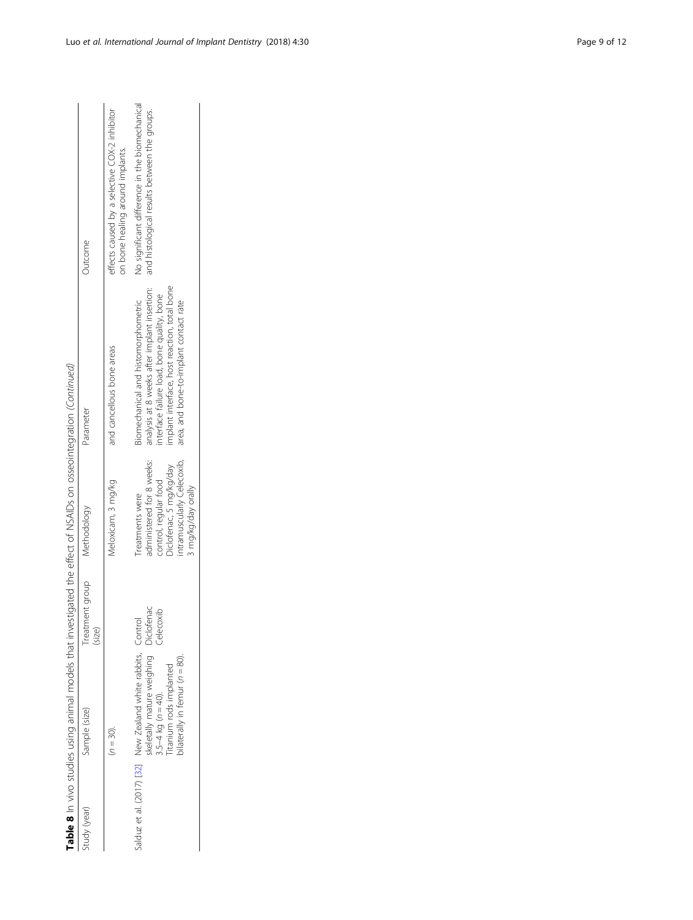**Table 8** In vivo studies using animal models that investigated the effect of NSAIDs on osseointegration *(Continued)*

| Study (year) | Sample (size) | Treatment group (size) | Methodology | Parameter | Outcome |
|---|---|---|---|---|---|
| | (*n* = 30). | | Meloxicam, 3 mg/kg | and cancellous bone areas | effects caused by a selective COX-2 inhibitor on bone healing around implants. |
| Salduz et al. (2017) [32] | New Zealand white rabbits, skeletally mature weighing 3.5–4 kg (*n* = 40). Titanium rods implanted bilaterally in femur (*n* = 80). | Control Diclofenac Celecoxib | Treatments were administered for 8 weeks: control, regular food Diclofenac, 5 mg/kg/day intramuscularly Celecoxib, 3 mg/kg/day orally | Biomechanical and histomorphometric analysis at 8 weeks after implant insertion: interface failure load, bone quality, bone implant interface, host reaction, total bone area, and bone-to-implant contact rate | No significant difference in the biomechanical and histological results between the groups. |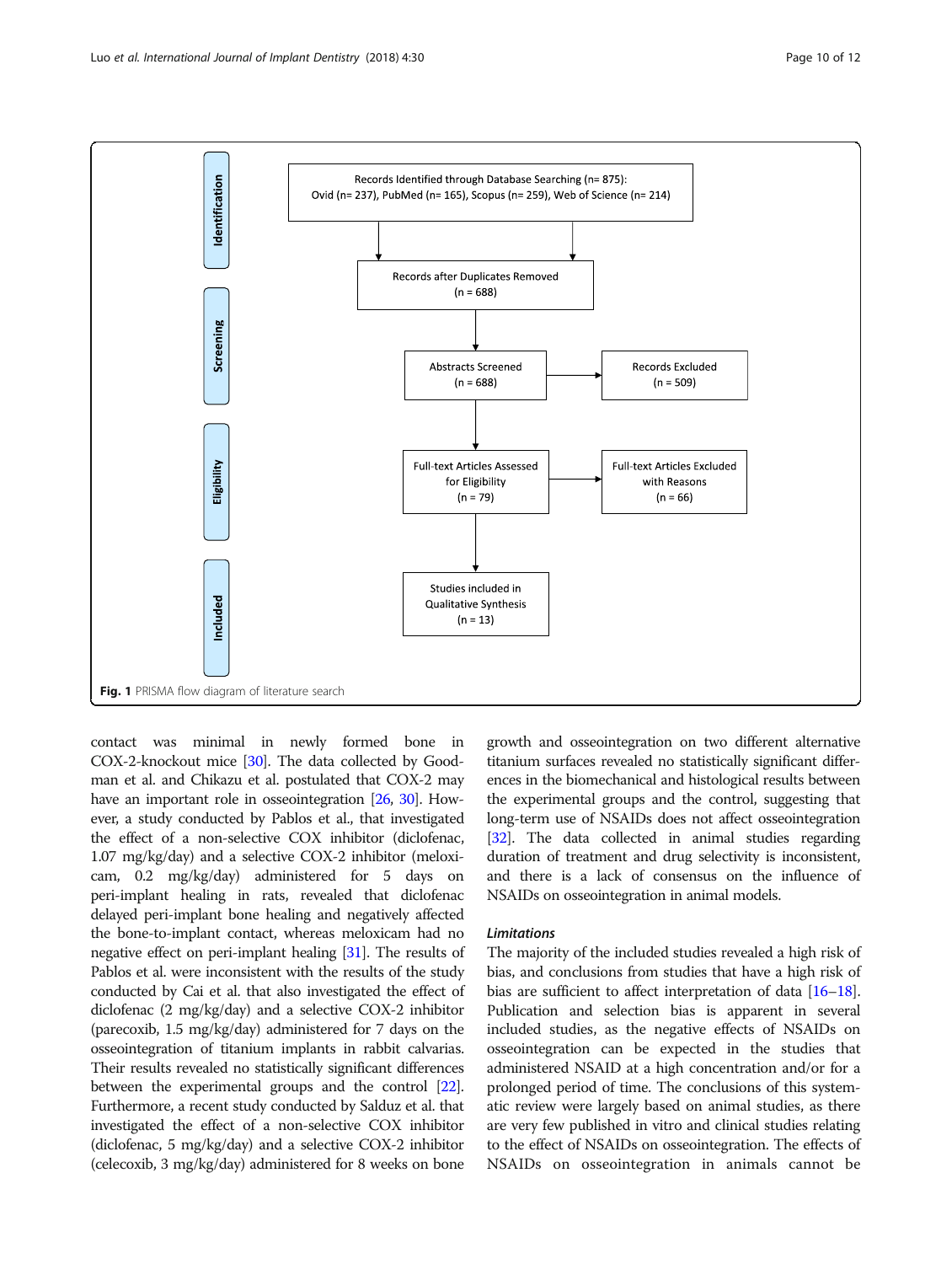**Identification**

Records Identified through Database Searching (n= 875): Ovid (n= 237), PubMed (n= 165), Scopus (n= 259), Web of Science (n= 214)

Records after Duplicates Removed (n = 688)

**Screening**

Abstracts Screened (n = 688)

Records Excluded (n = 509)

**Eligibility**

Full-text Articles Assessed for Eligibility (n = 79)

Full-text Articles Excluded with Reasons (n = 66)

**Included**

Studies included in Qualitative Synthesis (n = 13)

**Fig. 1** PRISMA flow diagram of literature search

contact was minimal in newly formed bone in COX-2-knockout mice [30]. The data collected by Goodman et al. and Chikazu et al. postulated that COX-2 may have an important role in osseointegration [26, 30]. However, a study conducted by Pablos et al., that investigated the effect of a non-selective COX inhibitor (diclofenac, 1.07 mg/kg/day) and a selective COX-2 inhibitor (meloxicam, 0.2 mg/kg/day) administered for 5 days on peri-implant healing in rats, revealed that diclofenac delayed peri-implant bone healing and negatively affected the bone-to-implant contact, whereas meloxicam had no negative effect on peri-implant healing [31]. The results of Pablos et al. were inconsistent with the results of the study conducted by Cai et al. that also investigated the effect of diclofenac (2 mg/kg/day) and a selective COX-2 inhibitor (parecoxib, 1.5 mg/kg/day) administered for 7 days on the osseointegration of titanium implants in rabbit calvarias. Their results revealed no statistically significant differences between the experimental groups and the control [22]. Furthermore, a recent study conducted by Salduz et al. that investigated the effect of a non-selective COX inhibitor (diclofenac, 5 mg/kg/day) and a selective COX-2 inhibitor (celecoxib, 3 mg/kg/day) administered for 8 weeks on bone growth and osseointegration on two different alternative titanium surfaces revealed no statistically significant differences in the biomechanical and histological results between the experimental groups and the control, suggesting that long-term use of NSAIDs does not affect osseointegration [32]. The data collected in animal studies regarding duration of treatment and drug selectivity is inconsistent, and there is a lack of consensus on the influence of NSAIDs on osseointegration in animal models.

### *Limitations*

The majority of the included studies revealed a high risk of bias, and conclusions from studies that have a high risk of bias are sufficient to affect interpretation of data [16–18]. Publication and selection bias is apparent in several included studies, as the negative effects of NSAIDs on osseointegration can be expected in the studies that administered NSAID at a high concentration and/or for a prolonged period of time. The conclusions of this systematic review were largely based on animal studies, as there are very few published in vitro and clinical studies relating to the effect of NSAIDs on osseointegration. The effects of NSAIDs on osseointegration in animals cannot be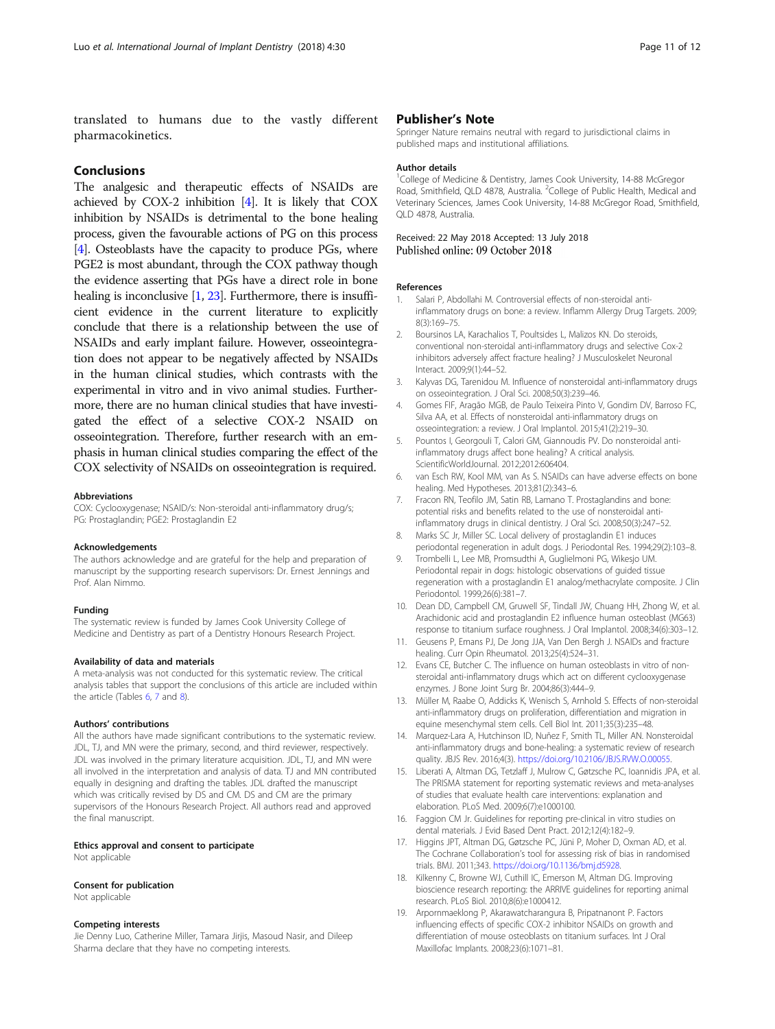translated to humans due to the vastly different pharmacokinetics.

## Conclusions

The analgesic and therapeutic effects of NSAIDs are achieved by COX-2 inhibition [4]. It is likely that COX inhibition by NSAIDs is detrimental to the bone healing process, given the favourable actions of PG on this process [4]. Osteoblasts have the capacity to produce PGs, where PGE2 is most abundant, through the COX pathway though the evidence asserting that PGs have a direct role in bone healing is inconclusive [1, 23]. Furthermore, there is insufficient evidence in the current literature to explicitly conclude that there is a relationship between the use of NSAIDs and early implant failure. However, osseointegration does not appear to be negatively affected by NSAIDs in the human clinical studies, which contrasts with the experimental in vitro and in vivo animal studies. Furthermore, there are no human clinical studies that have investigated the effect of a selective COX-2 NSAID on osseointegration. Therefore, further research with an emphasis in human clinical studies comparing the effect of the COX selectivity of NSAIDs on osseointegration is required.

#### Abbreviations

COX: Cyclooxygenase; NSAID/s: Non-steroidal anti-inflammatory drug/s; PG: Prostaglandin; PGE2: Prostaglandin E2

#### Acknowledgements

The authors acknowledge and are grateful for the help and preparation of manuscript by the supporting research supervisors: Dr. Ernest Jennings and Prof. Alan Nimmo.

#### Funding

The systematic review is funded by James Cook University College of Medicine and Dentistry as part of a Dentistry Honours Research Project.

#### Availability of data and materials

A meta-analysis was not conducted for this systematic review. The critical analysis tables that support the conclusions of this article are included within the article (Tables 6, 7 and 8).

#### Authors' contributions

All the authors have made significant contributions to the systematic review. JDL, TJ, and MN were the primary, second, and third reviewer, respectively. JDL was involved in the primary literature acquisition. JDL, TJ, and MN were all involved in the interpretation and analysis of data. TJ and MN contributed equally in designing and drafting the tables. JDL drafted the manuscript which was critically revised by DS and CM. DS and CM are the primary supervisors of the Honours Research Project. All authors read and approved the final manuscript.

#### Ethics approval and consent to participate

Not applicable

#### Consent for publication

Not applicable

#### Competing interests

Jie Denny Luo, Catherine Miller, Tamara Jirjis, Masoud Nasir, and Dileep Sharma declare that they have no competing interests.

## Publisher's Note

Springer Nature remains neutral with regard to jurisdictional claims in published maps and institutional affiliations.

#### Author details

[1]College of Medicine & Dentistry, James Cook University, 14-88 McGregor Road, Smithfield, QLD 4878, Australia. [2]College of Public Health, Medical and Veterinary Sciences, James Cook University, 14-88 McGregor Road, Smithfield, QLD 4878, Australia.

Received: 22 May 2018 Accepted: 13 July 2018
Published online: 09 October 2018

#### References

1. Salari P, Abdollahi M. Controversial effects of non-steroidal anti-inflammatory drugs on bone: a review. Inflamm Allergy Drug Targets. 2009; 8(3):169–75.
2. Boursinos LA, Karachalios T, Poultsides L, Malizos KN. Do steroids, conventional non-steroidal anti-inflammatory drugs and selective Cox-2 inhibitors adversely affect fracture healing? J Musculoskelet Neuronal Interact. 2009;9(1):44–52.
3. Kalyvas DG, Tarenidou M. Influence of nonsteroidal anti-inflammatory drugs on osseointegration. J Oral Sci. 2008;50(3):239–46.
4. Gomes FIF, Aragão MGB, de Paulo Teixeira Pinto V, Gondim DV, Barroso FC, Silva AA, et al. Effects of nonsteroidal anti-inflammatory drugs on osseointegration: a review. J Oral Implantol. 2015;41(2):219–30.
5. Pountos I, Georgouli T, Calori GM, Giannoudis PV. Do nonsteroidal anti-inflammatory drugs affect bone healing? A critical analysis. ScientificWorldJournal. 2012;2012:606404.
6. van Esch RW, Kool MM, van As S. NSAIDs can have adverse effects on bone healing. Med Hypotheses. 2013;81(2):343–6.
7. Fracon RN, Teofilo JM, Satin RB, Lamano T. Prostaglandins and bone: potential risks and benefits related to the use of nonsteroidal anti-inflammatory drugs in clinical dentistry. J Oral Sci. 2008;50(3):247–52.
8. Marks SC Jr, Miller SC. Local delivery of prostaglandin E1 induces periodontal regeneration in adult dogs. J Periodontal Res. 1994;29(2):103–8.
9. Trombelli L, Lee MB, Promsudthi A, Guglielmoni PG, Wikesjo UM. Periodontal repair in dogs: histologic observations of guided tissue regeneration with a prostaglandin E1 analog/methacrylate composite. J Clin Periodontol. 1999;26(6):381–7.
10. Dean DD, Campbell CM, Gruwell SF, Tindall JW, Chuang HH, Zhong W, et al. Arachidonic acid and prostaglandin E2 influence human osteoblast (MG63) response to titanium surface roughness. J Oral Implantol. 2008;34(6):303–12.
11. Geusens P, Emans PJ, De Jong JJA, Van Den Bergh J. NSAIDs and fracture healing. Curr Opin Rheumatol. 2013;25(4):524–31.
12. Evans CE, Butcher C. The influence on human osteoblasts in vitro of non-steroidal anti-inflammatory drugs which act on different cyclooxygenase enzymes. J Bone Joint Surg Br. 2004;86(3):444–9.
13. Müller M, Raabe O, Addicks K, Wenisch S, Arnhold S. Effects of non-steroidal anti-inflammatory drugs on proliferation, differentiation and migration in equine mesenchymal stem cells. Cell Biol Int. 2011;35(3):235–48.
14. Marquez-Lara A, Hutchinson ID, Nuñez F, Smith TL, Miller AN. Nonsteroidal anti-inflammatory drugs and bone-healing: a systematic review of research quality. JBJS Rev. 2016;4(3). https://doi.org/10.2106/JBJS.RVW.O.00055.
15. Liberati A, Altman DG, Tetzlaff J, Mulrow C, Gøtzsche PC, Ioannidis JPA, et al. The PRISMA statement for reporting systematic reviews and meta-analyses of studies that evaluate health care interventions: explanation and elaboration. PLoS Med. 2009;6(7):e1000100.
16. Faggion CM Jr. Guidelines for reporting pre-clinical in vitro studies on dental materials. J Evid Based Dent Pract. 2012;12(4):182–9.
17. Higgins JPT, Altman DG, Gøtzsche PC, Jüni P, Moher D, Oxman AD, et al. The Cochrane Collaboration's tool for assessing risk of bias in randomised trials. BMJ. 2011;343. https://doi.org/10.1136/bmj.d5928.
18. Kilkenny C, Browne WJ, Cuthill IC, Emerson M, Altman DG. Improving bioscience research reporting: the ARRIVE guidelines for reporting animal research. PLoS Biol. 2010;8(6):e1000412.
19. Arpornmaeklong P, Akarawatcharangura B, Pripatnanont P. Factors influencing effects of specific COX-2 inhibitor NSAIDs on growth and differentiation of mouse osteoblasts on titanium surfaces. Int J Oral Maxillofac Implants. 2008;23(6):1071–81.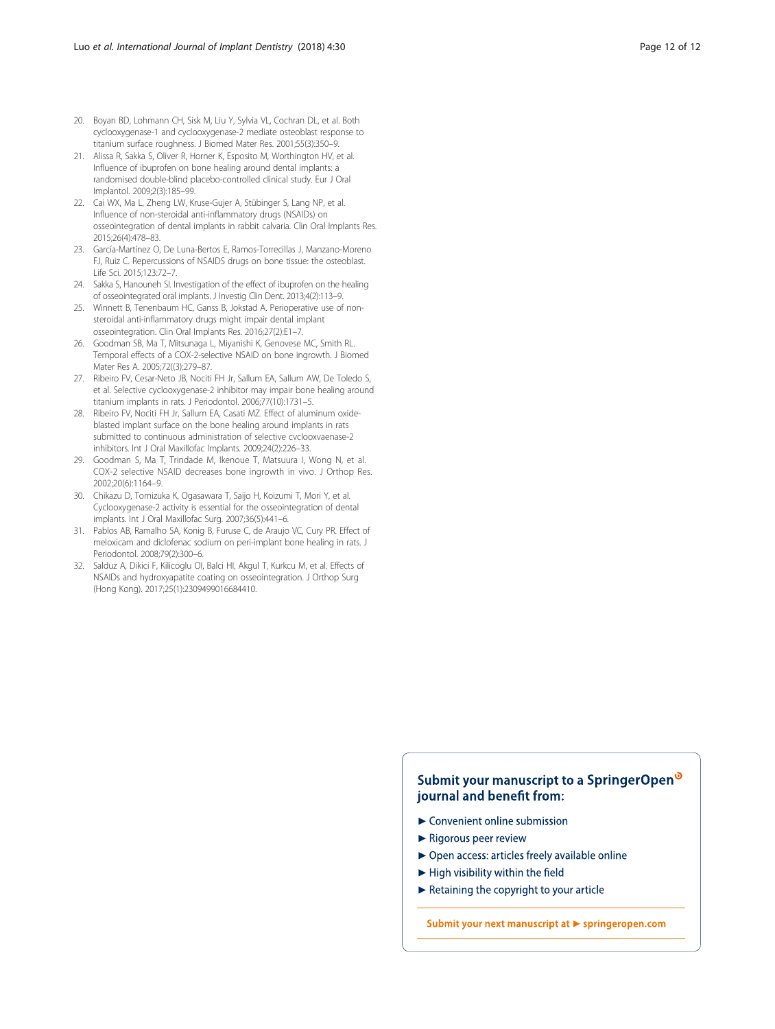20. Boyan BD, Lohmann CH, Sisk M, Liu Y, Sylvia VL, Cochran DL, et al. Both cyclooxygenase-1 and cyclooxygenase-2 mediate osteoblast response to titanium surface roughness. J Biomed Mater Res. 2001;55(3):350–9.
21. Alissa R, Sakka S, Oliver R, Horner K, Esposito M, Worthington HV, et al. Influence of ibuprofen on bone healing around dental implants: a randomised double-blind placebo-controlled clinical study. Eur J Oral Implantol. 2009;2(3):185–99.
22. Cai WX, Ma L, Zheng LW, Kruse-Gujer A, Stübinger S, Lang NP, et al. Influence of non-steroidal anti-inflammatory drugs (NSAIDs) on osseointegration of dental implants in rabbit calvaria. Clin Oral Implants Res. 2015;26(4):478–83.
23. García-Martínez O, De Luna-Bertos E, Ramos-Torrecillas J, Manzano-Moreno FJ, Ruiz C. Repercussions of NSAIDS drugs on bone tissue: the osteoblast. Life Sci. 2015;123:72–7.
24. Sakka S, Hanouneh SI. Investigation of the effect of ibuprofen on the healing of osseointegrated oral implants. J Investig Clin Dent. 2013;4(2):113–9.
25. Winnett B, Tenenbaum HC, Ganss B, Jokstad A. Perioperative use of non-steroidal anti-inflammatory drugs might impair dental implant osseointegration. Clin Oral Implants Res. 2016;27(2):E1–7.
26. Goodman SB, Ma T, Mitsunaga L, Miyanishi K, Genovese MC, Smith RL. Temporal effects of a COX-2-selective NSAID on bone ingrowth. J Biomed Mater Res A. 2005;72((3):279–87.
27. Ribeiro FV, Cesar-Neto JB, Nociti FH Jr, Sallum EA, Sallum AW, De Toledo S, et al. Selective cyclooxygenase-2 inhibitor may impair bone healing around titanium implants in rats. J Periodontol. 2006;77(10):1731–5.
28. Ribeiro FV, Nociti FH Jr, Sallum EA, Casati MZ. Effect of aluminum oxide-blasted implant surface on the bone healing around implants in rats submitted to continuous administration of selective cvclooxvaenase-2 inhibitors. Int J Oral Maxillofac Implants. 2009;24(2):226–33.
29. Goodman S, Ma T, Trindade M, Ikenoue T, Matsuura I, Wong N, et al. COX-2 selective NSAID decreases bone ingrowth in vivo. J Orthop Res. 2002;20(6):1164–9.
30. Chikazu D, Tomizuka K, Ogasawara T, Saijo H, Koizumi T, Mori Y, et al. Cyclooxygenase-2 activity is essential for the osseointegration of dental implants. Int J Oral Maxillofac Surg. 2007;36(5):441–6.
31. Pablos AB, Ramalho SA, Konig B, Furuse C, de Araujo VC, Cury PR. Effect of meloxicam and diclofenac sodium on peri-implant bone healing in rats. J Periodontol. 2008;79(2):300–6.
32. Salduz A, Dikici F, Kilicoglu OI, Balci HI, Akgul T, Kurkcu M, et al. Effects of NSAIDs and hydroxyapatite coating on osseointegration. J Orthop Surg (Hong Kong). 2017;25(1):2309499016684410.

**Submit your manuscript to a SpringerOpen journal and benefit from:**

- ► Convenient online submission
- ► Rigorous peer review
- ► Open access: articles freely available online
- ► High visibility within the field
- ► Retaining the copyright to your article

Submit your next manuscript at ► springeropen.com